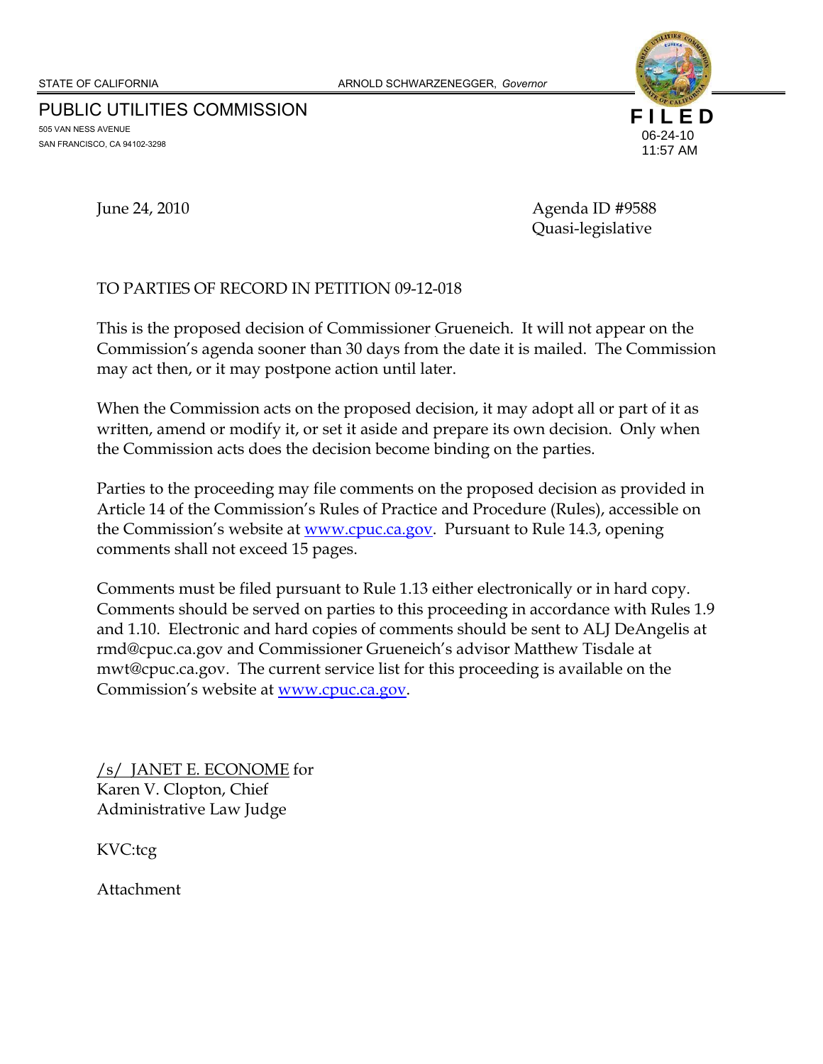STATE OF CALIFORNIA ARNOLD SCHWARZENEGGER, *Governor*

PUBLIC UTILITIES COMMISSION
505 VAN NESS AVENUE
SAN FRANCISCO, CA 94102-3298

**FILED**
06-24-10
11:57 AM

June 24, 2010

Agenda ID #9588
Quasi-legislative

TO PARTIES OF RECORD IN PETITION 09-12-018

This is the proposed decision of Commissioner Grueneich. It will not appear on the Commission's agenda sooner than 30 days from the date it is mailed. The Commission may act then, or it may postpone action until later.

When the Commission acts on the proposed decision, it may adopt all or part of it as written, amend or modify it, or set it aside and prepare its own decision. Only when the Commission acts does the decision become binding on the parties.

Parties to the proceeding may file comments on the proposed decision as provided in Article 14 of the Commission's Rules of Practice and Procedure (Rules), accessible on the Commission's website at www.cpuc.ca.gov. Pursuant to Rule 14.3, opening comments shall not exceed 15 pages.

Comments must be filed pursuant to Rule 1.13 either electronically or in hard copy. Comments should be served on parties to this proceeding in accordance with Rules 1.9 and 1.10. Electronic and hard copies of comments should be sent to ALJ DeAngelis at rmd@cpuc.ca.gov and Commissioner Grueneich's advisor Matthew Tisdale at mwt@cpuc.ca.gov. The current service list for this proceeding is available on the Commission's website at www.cpuc.ca.gov.

/s/ JANET E. ECONOME for
Karen V. Clopton, Chief
Administrative Law Judge

KVC:tcg

Attachment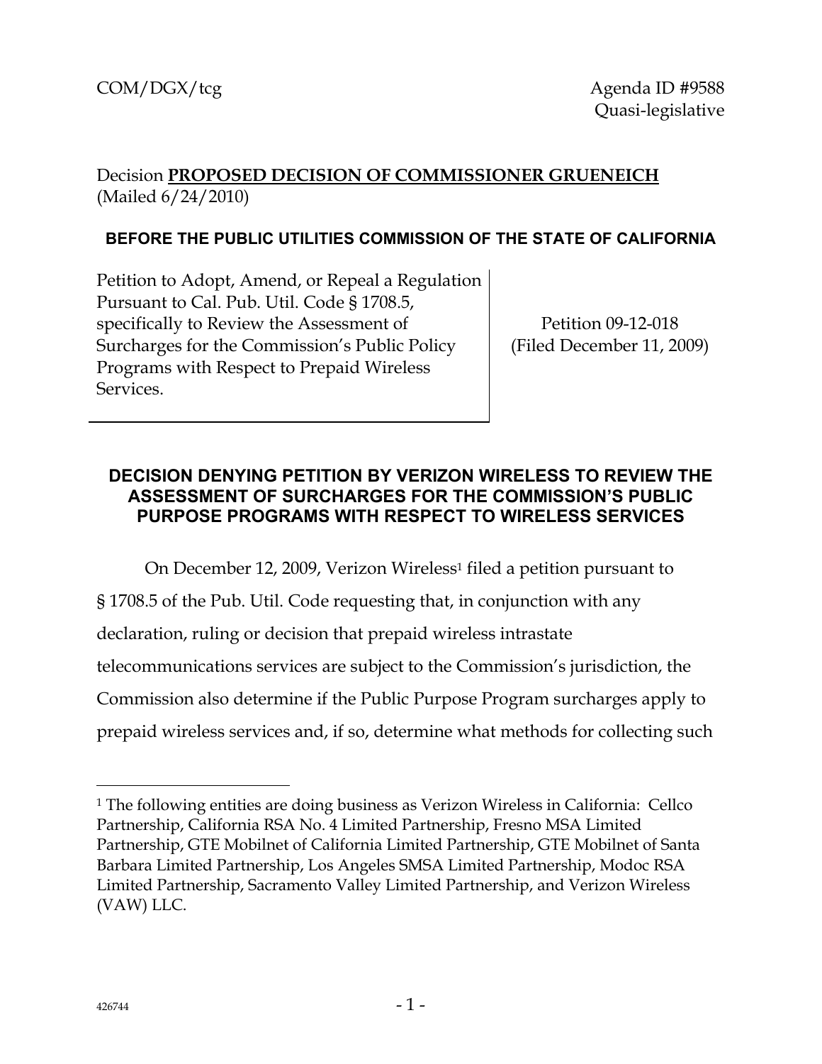COM/DGX/tcg

Agenda ID #9588
Quasi-legislative

Decision **PROPOSED DECISION OF COMMISSIONER GRUENEICH**
(Mailed 6/24/2010)

**BEFORE THE PUBLIC UTILITIES COMMISSION OF THE STATE OF CALIFORNIA**

| Petition to Adopt, Amend, or Repeal a Regulation Pursuant to Cal. Pub. Util. Code § 1708.5, specifically to Review the Assessment of Surcharges for the Commission's Public Policy Programs with Respect to Prepaid Wireless Services. | Petition 09-12-018 (Filed December 11, 2009) |
| --- | --- |

## DECISION DENYING PETITION BY VERIZON WIRELESS TO REVIEW THE ASSESSMENT OF SURCHARGES FOR THE COMMISSION'S PUBLIC PURPOSE PROGRAMS WITH RESPECT TO WIRELESS SERVICES

On December 12, 2009, Verizon Wireless[1] filed a petition pursuant to § 1708.5 of the Pub. Util. Code requesting that, in conjunction with any declaration, ruling or decision that prepaid wireless intrastate telecommunications services are subject to the Commission's jurisdiction, the Commission also determine if the Public Purpose Program surcharges apply to prepaid wireless services and, if so, determine what methods for collecting such

[1] The following entities are doing business as Verizon Wireless in California: Cellco Partnership, California RSA No. 4 Limited Partnership, Fresno MSA Limited Partnership, GTE Mobilnet of California Limited Partnership, GTE Mobilnet of Santa Barbara Limited Partnership, Los Angeles SMSA Limited Partnership, Modoc RSA Limited Partnership, Sacramento Valley Limited Partnership, and Verizon Wireless (VAW) LLC.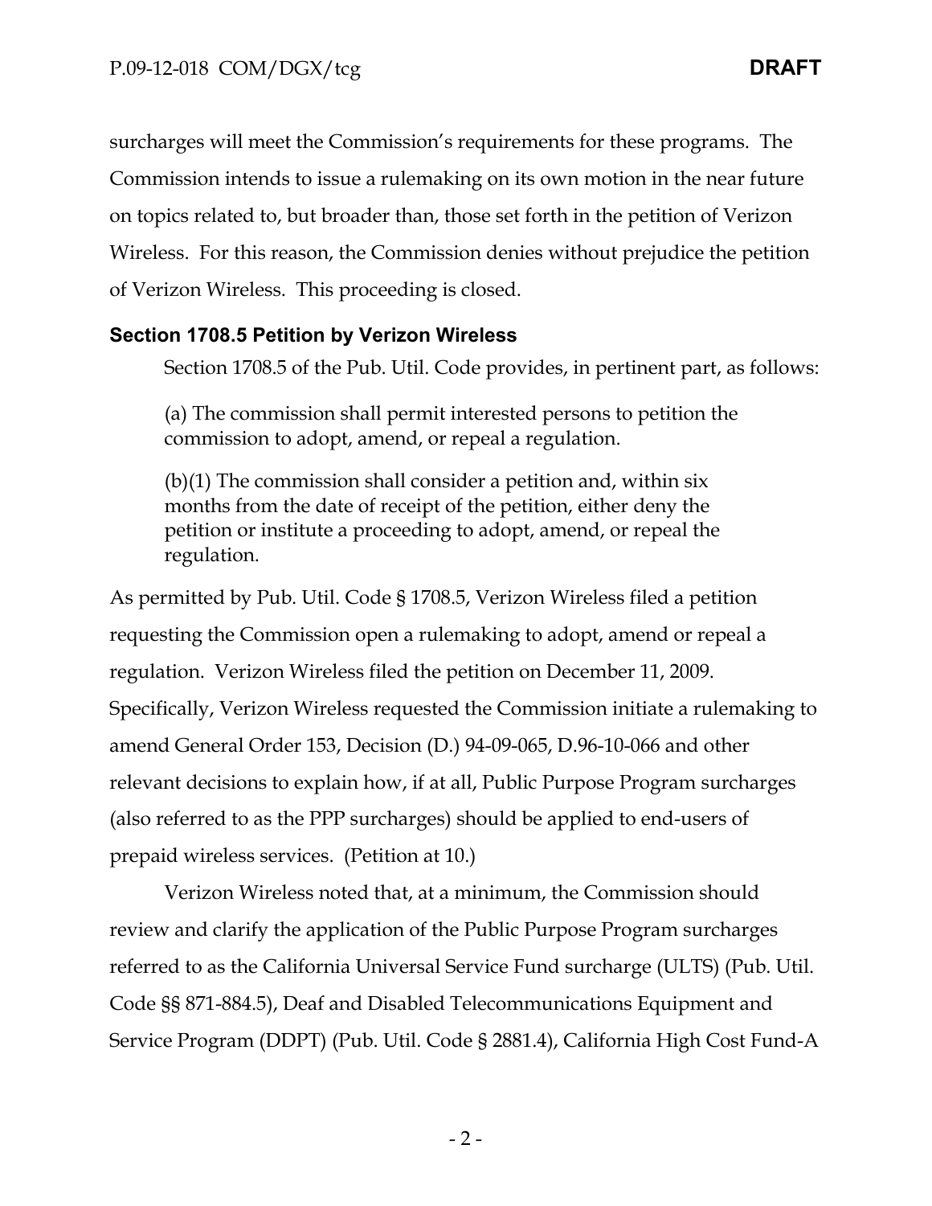surcharges will meet the Commission's requirements for these programs. The Commission intends to issue a rulemaking on its own motion in the near future on topics related to, but broader than, those set forth in the petition of Verizon Wireless. For this reason, the Commission denies without prejudice the petition of Verizon Wireless. This proceeding is closed.

### Section 1708.5 Petition by Verizon Wireless

Section 1708.5 of the Pub. Util. Code provides, in pertinent part, as follows:

> (a) The commission shall permit interested persons to petition the commission to adopt, amend, or repeal a regulation.
>
> (b)(1) The commission shall consider a petition and, within six months from the date of receipt of the petition, either deny the petition or institute a proceeding to adopt, amend, or repeal the regulation.

As permitted by Pub. Util. Code § 1708.5, Verizon Wireless filed a petition requesting the Commission open a rulemaking to adopt, amend or repeal a regulation. Verizon Wireless filed the petition on December 11, 2009. Specifically, Verizon Wireless requested the Commission initiate a rulemaking to amend General Order 153, Decision (D.) 94-09-065, D.96-10-066 and other relevant decisions to explain how, if at all, Public Purpose Program surcharges (also referred to as the PPP surcharges) should be applied to end-users of prepaid wireless services. (Petition at 10.)

Verizon Wireless noted that, at a minimum, the Commission should review and clarify the application of the Public Purpose Program surcharges referred to as the California Universal Service Fund surcharge (ULTS) (Pub. Util. Code §§ 871-884.5), Deaf and Disabled Telecommunications Equipment and Service Program (DDPT) (Pub. Util. Code § 2881.4), California High Cost Fund-A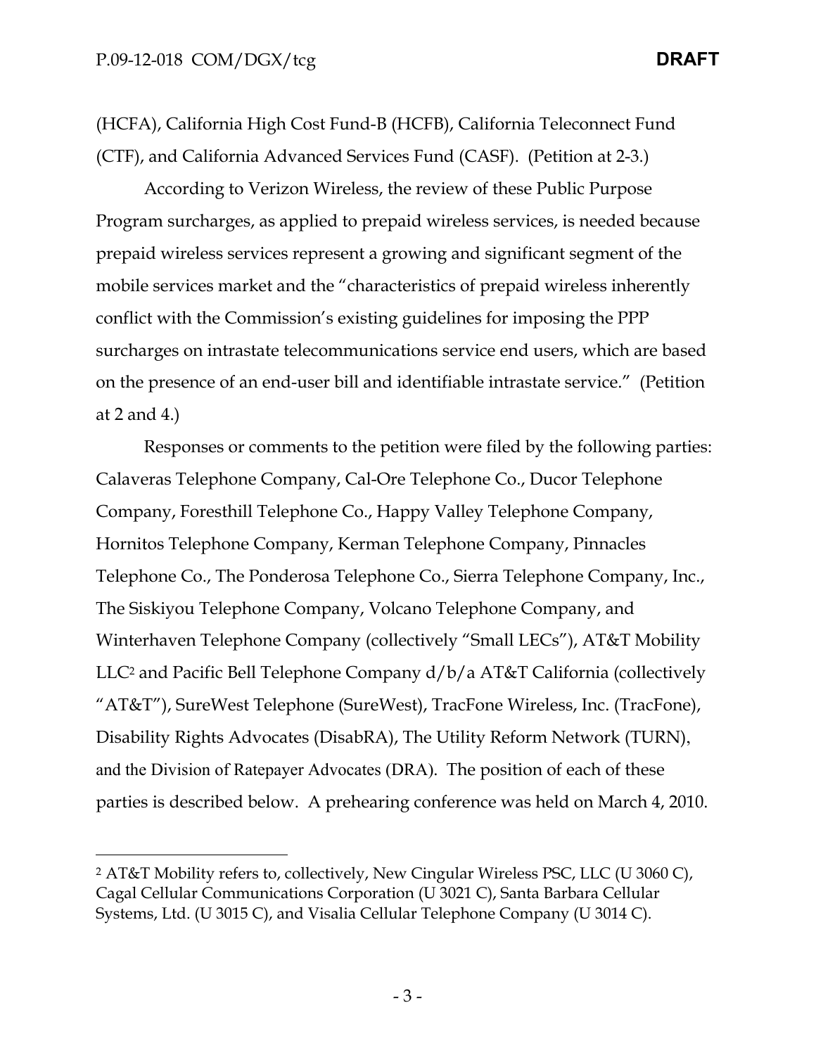(HCFA), California High Cost Fund-B (HCFB), California Teleconnect Fund (CTF), and California Advanced Services Fund (CASF). (Petition at 2-3.)

According to Verizon Wireless, the review of these Public Purpose Program surcharges, as applied to prepaid wireless services, is needed because prepaid wireless services represent a growing and significant segment of the mobile services market and the "characteristics of prepaid wireless inherently conflict with the Commission's existing guidelines for imposing the PPP surcharges on intrastate telecommunications service end users, which are based on the presence of an end-user bill and identifiable intrastate service." (Petition at 2 and 4.)

Responses or comments to the petition were filed by the following parties: Calaveras Telephone Company, Cal-Ore Telephone Co., Ducor Telephone Company, Foresthill Telephone Co., Happy Valley Telephone Company, Hornitos Telephone Company, Kerman Telephone Company, Pinnacles Telephone Co., The Ponderosa Telephone Co., Sierra Telephone Company, Inc., The Siskiyou Telephone Company, Volcano Telephone Company, and Winterhaven Telephone Company (collectively "Small LECs"), AT&T Mobility LLC[2] and Pacific Bell Telephone Company d/b/a AT&T California (collectively "AT&T"), SureWest Telephone (SureWest), TracFone Wireless, Inc. (TracFone), Disability Rights Advocates (DisabRA), The Utility Reform Network (TURN), and the Division of Ratepayer Advocates (DRA). The position of each of these parties is described below. A prehearing conference was held on March 4, 2010.

[2] AT&T Mobility refers to, collectively, New Cingular Wireless PSC, LLC (U 3060 C), Cagal Cellular Communications Corporation (U 3021 C), Santa Barbara Cellular Systems, Ltd. (U 3015 C), and Visalia Cellular Telephone Company (U 3014 C).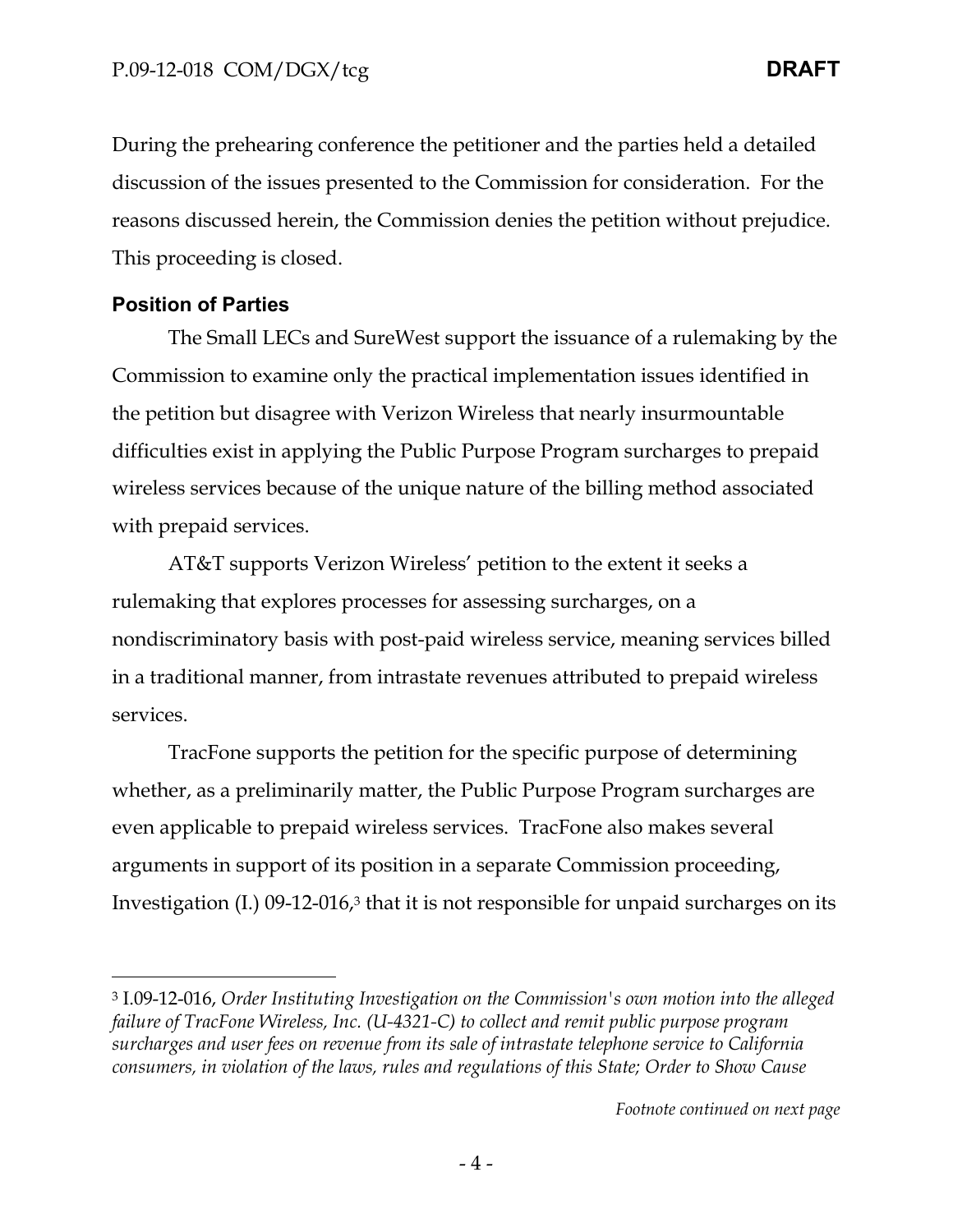During the prehearing conference the petitioner and the parties held a detailed discussion of the issues presented to the Commission for consideration. For the reasons discussed herein, the Commission denies the petition without prejudice. This proceeding is closed.

### Position of Parties

The Small LECs and SureWest support the issuance of a rulemaking by the Commission to examine only the practical implementation issues identified in the petition but disagree with Verizon Wireless that nearly insurmountable difficulties exist in applying the Public Purpose Program surcharges to prepaid wireless services because of the unique nature of the billing method associated with prepaid services.

AT&T supports Verizon Wireless' petition to the extent it seeks a rulemaking that explores processes for assessing surcharges, on a nondiscriminatory basis with post-paid wireless service, meaning services billed in a traditional manner, from intrastate revenues attributed to prepaid wireless services.

TracFone supports the petition for the specific purpose of determining whether, as a preliminarily matter, the Public Purpose Program surcharges are even applicable to prepaid wireless services. TracFone also makes several arguments in support of its position in a separate Commission proceeding, Investigation (I.) 09-12-016,[3] that it is not responsible for unpaid surcharges on its

---

[3] I.09-12-016, *Order Instituting Investigation on the Commission's own motion into the alleged failure of TracFone Wireless, Inc. (U-4321-C) to collect and remit public purpose program surcharges and user fees on revenue from its sale of intrastate telephone service to California consumers, in violation of the laws, rules and regulations of this State; Order to Show Cause*

*Footnote continued on next page*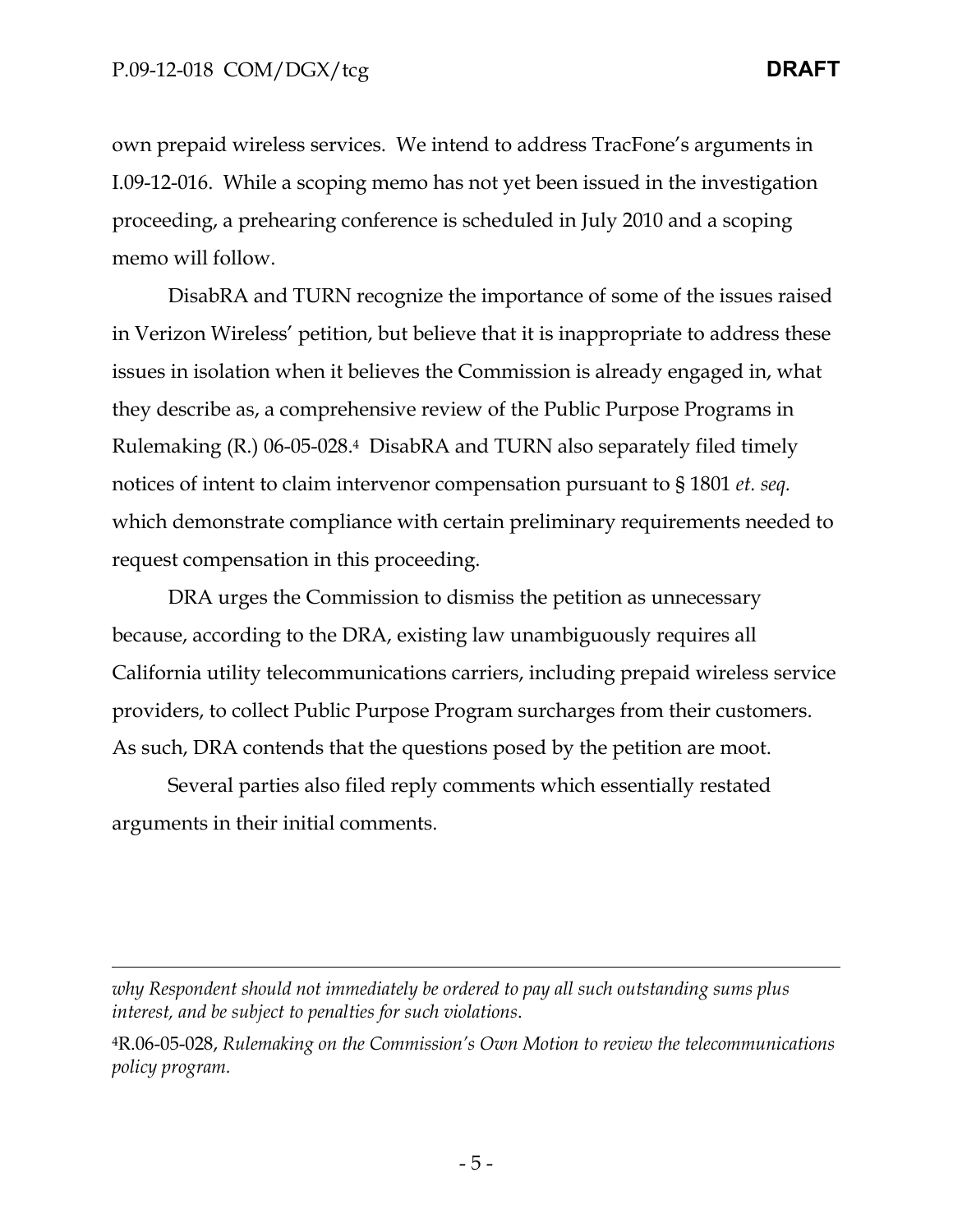own prepaid wireless services. We intend to address TracFone's arguments in I.09-12-016. While a scoping memo has not yet been issued in the investigation proceeding, a prehearing conference is scheduled in July 2010 and a scoping memo will follow.

DisabRA and TURN recognize the importance of some of the issues raised in Verizon Wireless' petition, but believe that it is inappropriate to address these issues in isolation when it believes the Commission is already engaged in, what they describe as, a comprehensive review of the Public Purpose Programs in Rulemaking (R.) 06-05-028.[4] DisabRA and TURN also separately filed timely notices of intent to claim intervenor compensation pursuant to § 1801 *et. seq.* which demonstrate compliance with certain preliminary requirements needed to request compensation in this proceeding.

DRA urges the Commission to dismiss the petition as unnecessary because, according to the DRA, existing law unambiguously requires all California utility telecommunications carriers, including prepaid wireless service providers, to collect Public Purpose Program surcharges from their customers. As such, DRA contends that the questions posed by the petition are moot.

Several parties also filed reply comments which essentially restated arguments in their initial comments.

---

*why Respondent should not immediately be ordered to pay all such outstanding sums plus interest, and be subject to penalties for such violations.*

[4] R.06-05-028, *Rulemaking on the Commission's Own Motion to review the telecommunications policy program.*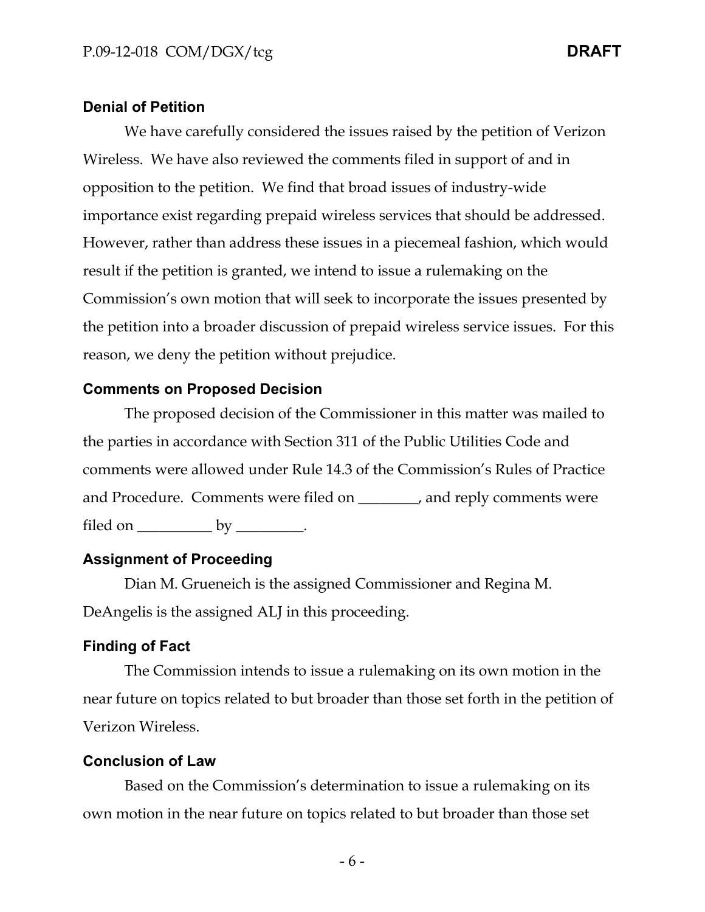## Denial of Petition

We have carefully considered the issues raised by the petition of Verizon Wireless. We have also reviewed the comments filed in support of and in opposition to the petition. We find that broad issues of industry-wide importance exist regarding prepaid wireless services that should be addressed. However, rather than address these issues in a piecemeal fashion, which would result if the petition is granted, we intend to issue a rulemaking on the Commission's own motion that will seek to incorporate the issues presented by the petition into a broader discussion of prepaid wireless service issues. For this reason, we deny the petition without prejudice.

## Comments on Proposed Decision

The proposed decision of the Commissioner in this matter was mailed to the parties in accordance with Section 311 of the Public Utilities Code and comments were allowed under Rule 14.3 of the Commission's Rules of Practice and Procedure. Comments were filed on ________, and reply comments were filed on __________ by _________.

## Assignment of Proceeding

Dian M. Grueneich is the assigned Commissioner and Regina M. DeAngelis is the assigned ALJ in this proceeding.

## Finding of Fact

The Commission intends to issue a rulemaking on its own motion in the near future on topics related to but broader than those set forth in the petition of Verizon Wireless.

## Conclusion of Law

Based on the Commission's determination to issue a rulemaking on its own motion in the near future on topics related to but broader than those set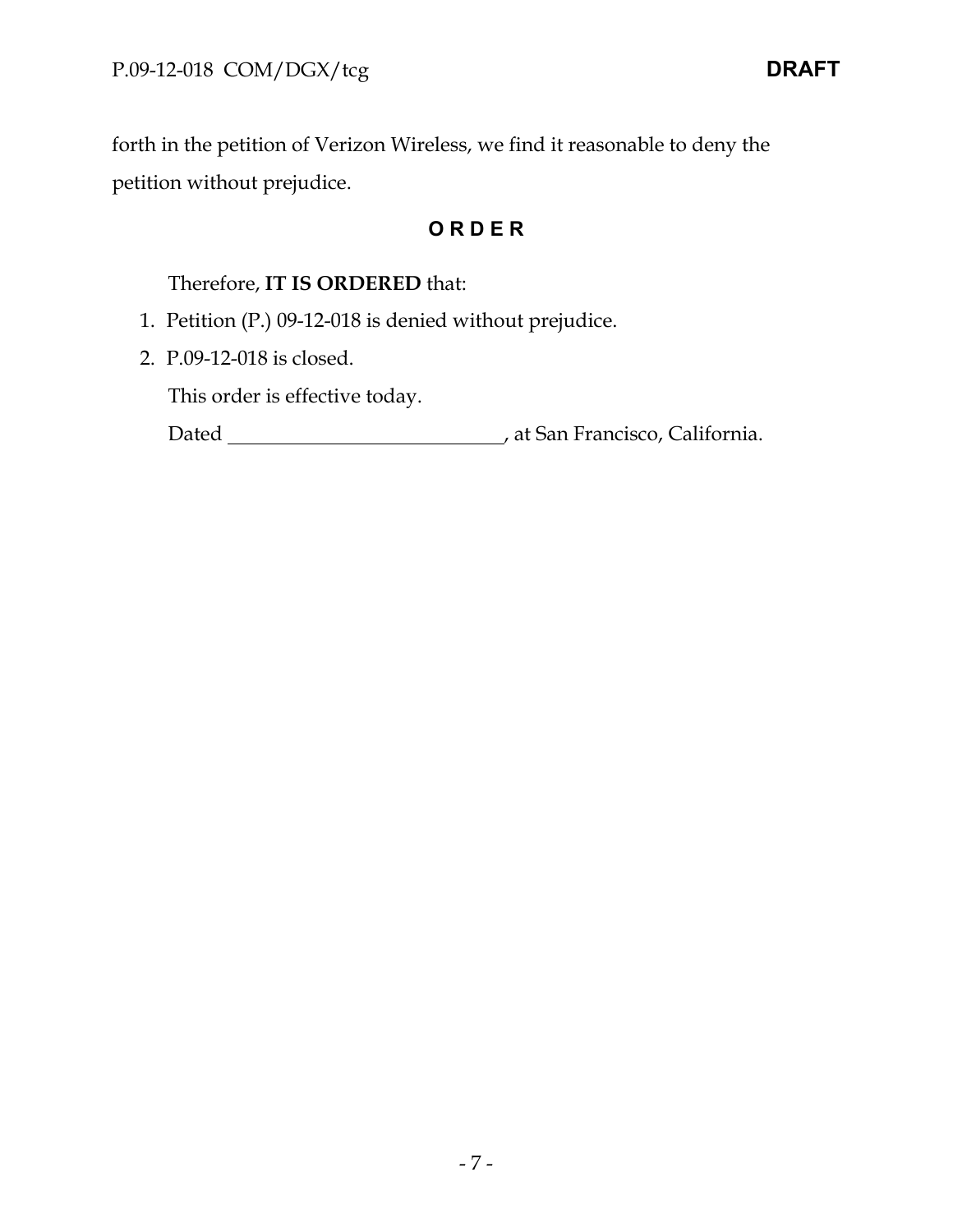forth in the petition of Verizon Wireless, we find it reasonable to deny the petition without prejudice.

## O R D E R

Therefore, **IT IS ORDERED** that:

1. Petition (P.) 09-12-018 is denied without prejudice.
2. P.09-12-018 is closed.

This order is effective today.

Dated ____________________________, at San Francisco, California.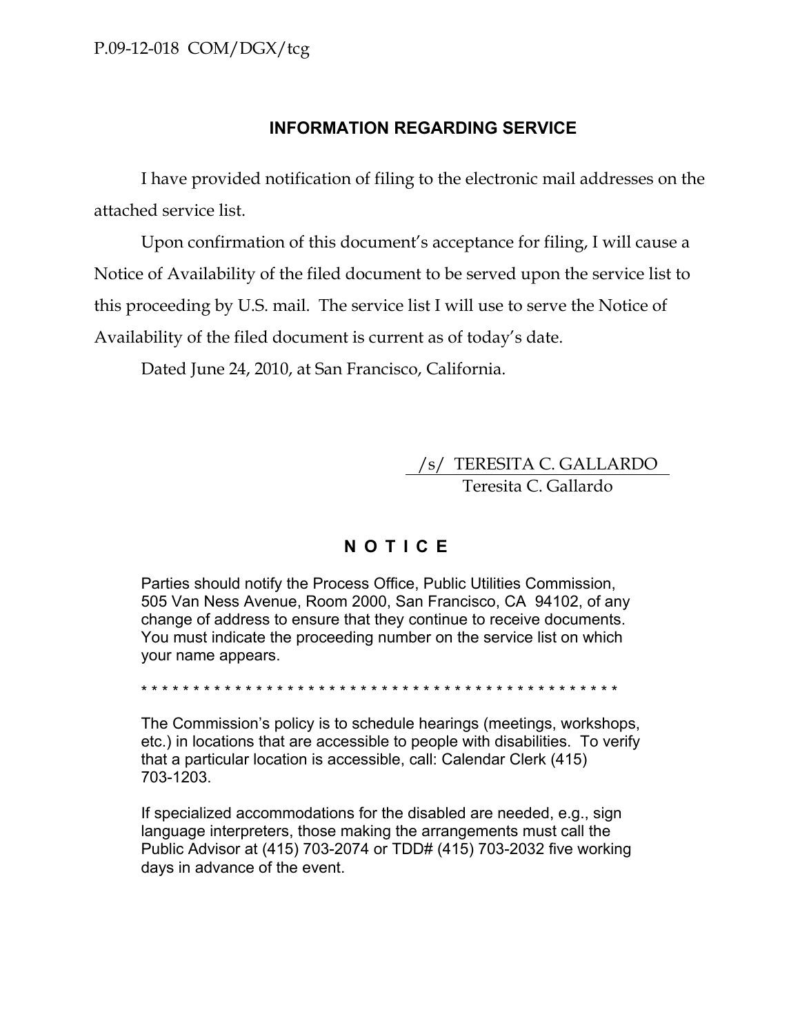## INFORMATION REGARDING SERVICE

I have provided notification of filing to the electronic mail addresses on the attached service list.

Upon confirmation of this document's acceptance for filing, I will cause a Notice of Availability of the filed document to be served upon the service list to this proceeding by U.S. mail. The service list I will use to serve the Notice of Availability of the filed document is current as of today's date.

Dated June 24, 2010, at San Francisco, California.

/s/ TERESITA C. GALLARDO
Teresita C. Gallardo

## N O T I C E

Parties should notify the Process Office, Public Utilities Commission, 505 Van Ness Avenue, Room 2000, San Francisco, CA 94102, of any change of address to ensure that they continue to receive documents. You must indicate the proceeding number on the service list on which your name appears.

\* \* \* \* \* \* \* \* \* \* \* \* \* \* \* \* \* \* \* \* \* \* \* \* \* \* \* \* \* \* \* \* \* \* \* \* \* \* \* \* \* \* \* \* \* \* \* \* \* \*

The Commission's policy is to schedule hearings (meetings, workshops, etc.) in locations that are accessible to people with disabilities. To verify that a particular location is accessible, call: Calendar Clerk (415) 703-1203.

If specialized accommodations for the disabled are needed, e.g., sign language interpreters, those making the arrangements must call the Public Advisor at (415) 703-2074 or TDD# (415) 703-2032 five working days in advance of the event.